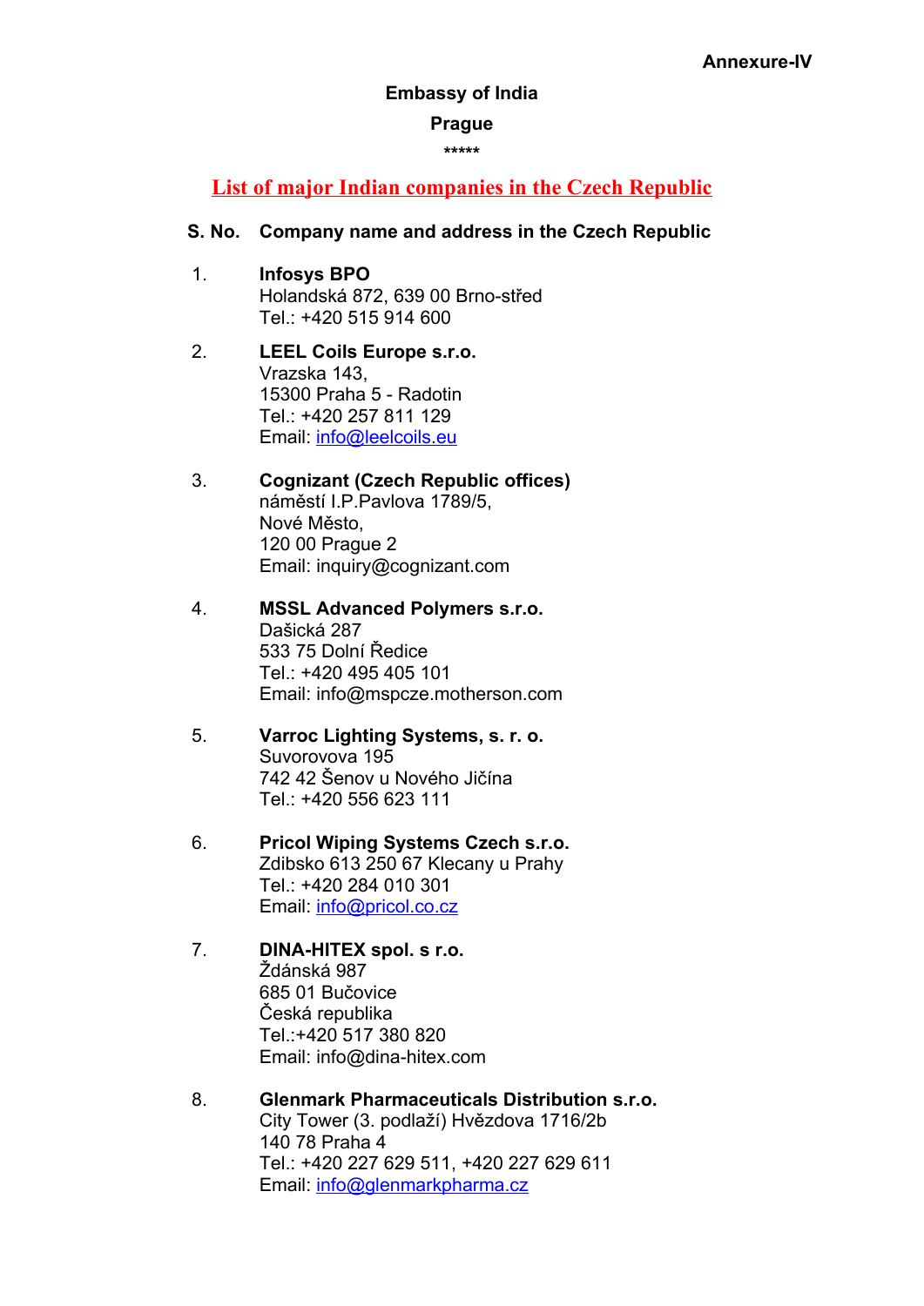**Annexure-IV**

**Embassy of India**

**Prague**

\*\*\*\*\*

## List of major Indian companies in the Czech Republic

**S. No.** **Company name and address in the Czech Republic**

1. **Infosys BPO**
   Holandská 872, 639 00 Brno-střed
   Tel.: +420 515 914 600

2. **LEEL Coils Europe s.r.o.**
   Vrazska 143,
   15300 Praha 5 - Radotin
   Tel.: +420 257 811 129
   Email: info@leelcoils.eu

3. **Cognizant (Czech Republic offices)**
   náměstí I.P.Pavlova 1789/5,
   Nové Město,
   120 00 Prague 2
   Email: inquiry@cognizant.com

4. **MSSL Advanced Polymers s.r.o.**
   Dašická 287
   533 75 Dolní Ředice
   Tel.: +420 495 405 101
   Email: info@mspcze.motherson.com

5. **Varroc Lighting Systems, s. r. o.**
   Suvorovova 195
   742 42 Šenov u Nového Jičína
   Tel.: +420 556 623 111

6. **Pricol Wiping Systems Czech s.r.o.**
   Zdibsko 613 250 67 Klecany u Prahy
   Tel.: +420 284 010 301
   Email: info@pricol.co.cz

7. **DINA-HITEX spol. s r.o.**
   Ždánská 987
   685 01 Bučovice
   Česká republika
   Tel.:+420 517 380 820
   Email: info@dina-hitex.com

8. **Glenmark Pharmaceuticals Distribution s.r.o.**
   City Tower (3. podlaží) Hvězdova 1716/2b
   140 78 Praha 4
   Tel.: +420 227 629 511, +420 227 629 611
   Email: info@glenmarkpharma.cz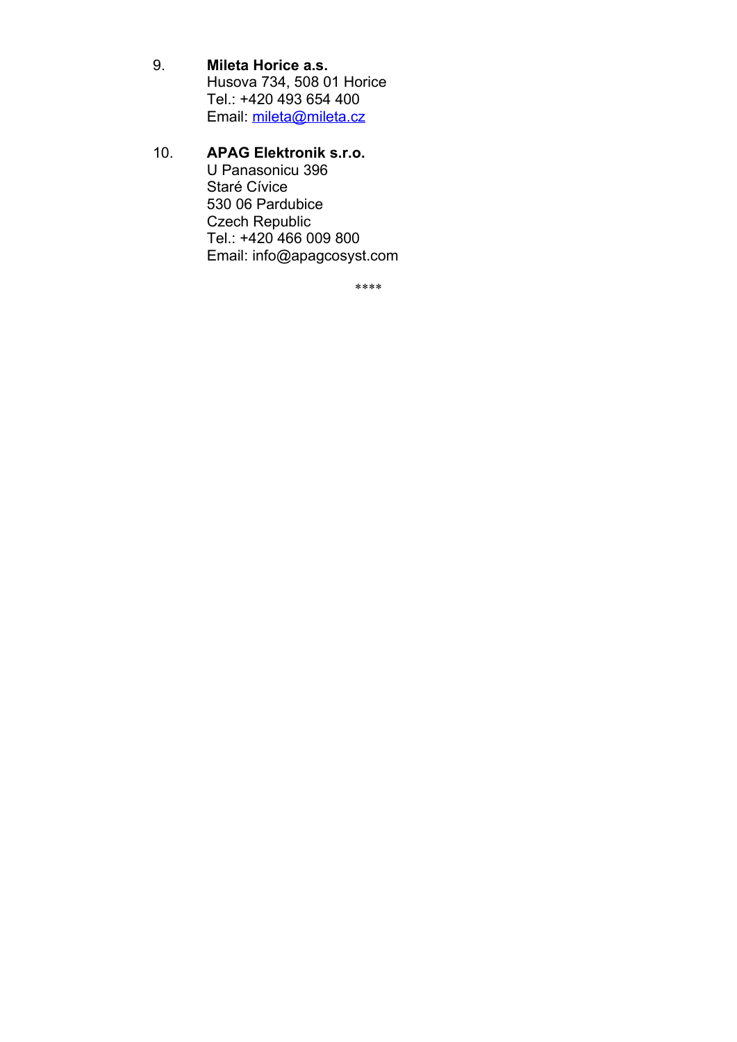9. **Mileta Horice a.s.**
   Husova 734, 508 01 Horice
   Tel.: +420 493 654 400
   Email: mileta@mileta.cz

10. **APAG Elektronik s.r.o.**
    U Panasonicu 396
    Staré Cívice
    530 06 Pardubice
    Czech Republic
    Tel.: +420 466 009 800
    Email: info@apagcosyst.com

****